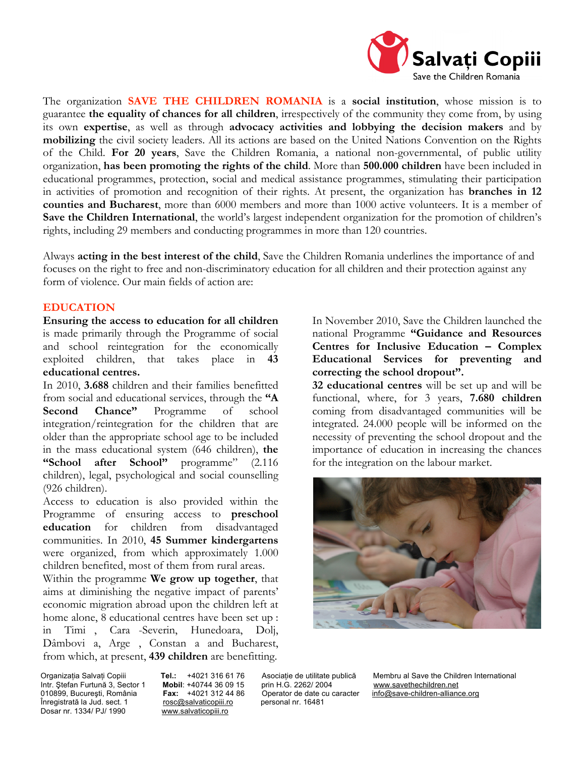The organization **SAVE THE CHILDREN ROMANIA** is a **social institution**, whose mission is to guarantee **the equality of chances for all children**, irrespectively of the community they come from, by using its own **expertise**, as well as through **advocacy activities and lobbying the decision makers** and by **mobilizing** the civil society leaders. All its actions are based on the United Nations Convention on the Rights of the Child. **For 20 years**, Save the Children Romania, a national non-governmental, of public utility organization, **has been promoting the rights of the child**. More than **500.000 children** have been included in educational programmes, protection, social and medical assistance programmes, stimulating their participation in activities of promotion and recognition of their rights. At present, the organization has **branches in 12 counties and Bucharest**, more than 6000 members and more than 1000 active volunteers. It is a member of **Save the Children International**, the world's largest independent organization for the promotion of children's rights, including 29 members and conducting programmes in more than 120 countries.

Always **acting in the best interest of the child**, Save the Children Romania underlines the importance of and focuses on the right to free and non-discriminatory education for all children and their protection against any form of violence. Our main fields of action are:

## EDUCATION

**Ensuring the access to education for all children** is made primarily through the Programme of social and school reintegration for the economically exploited children, that takes place in **43 educational centres.**

In 2010, **3.688** children and their families benefitted from social and educational services, through the **"A Second Chance"** Programme of school integration/reintegration for the children that are older than the appropriate school age to be included in the mass educational system (646 children), **the "School after School"** programme" (2.116 children), legal, psychological and social counselling (926 children).

Access to education is also provided within the Programme of ensuring access to **preschool education** for children from disadvantaged communities. In 2010, **45 Summer kindergartens** were organized, from which approximately 1.000 children benefited, most of them from rural areas.

Within the programme **We grow up together**, that aims at diminishing the negative impact of parents' economic migration abroad upon the children left at home alone, 8 educational centres have been set up : in Timi , Cara -Severin, Hunedoara, Dolj, Dâmbovi a, Arge , Constan a and Bucharest, from which, at present, **439 children** are benefitting.

In November 2010, Save the Children launched the national Programme **"Guidance and Resources Centres for Inclusive Education – Complex Educational Services for preventing and correcting the school dropout".**

**32 educational centres** will be set up and will be functional, where, for 3 years, **7.680 children** coming from disadvantaged communities will be integrated. 24.000 people will be informed on the necessity of preventing the school dropout and the importance of education in increasing the chances for the integration on the labour market.

Organizația Salvați Copiii
Intr. Ştefan Furtună 3, Sector 1
010899, Bucureşti, România
Înregistrată la Jud. sect. 1
Dosar nr. 1334/ PJ/ 1990

**Tel.:** +4021 316 61 76
**Mobil**: +40744 36 09 15
**Fax:** +4021 312 44 86
rosc@salvaticopiii.ro
www.salvaticopiii.ro

Asociație de utilitate publică
prin H.G. 2262/ 2004
Operator de date cu caracter
personal nr. 16481

Membru al Save the Children International
www.savethechildren.net
info@save-children-alliance.org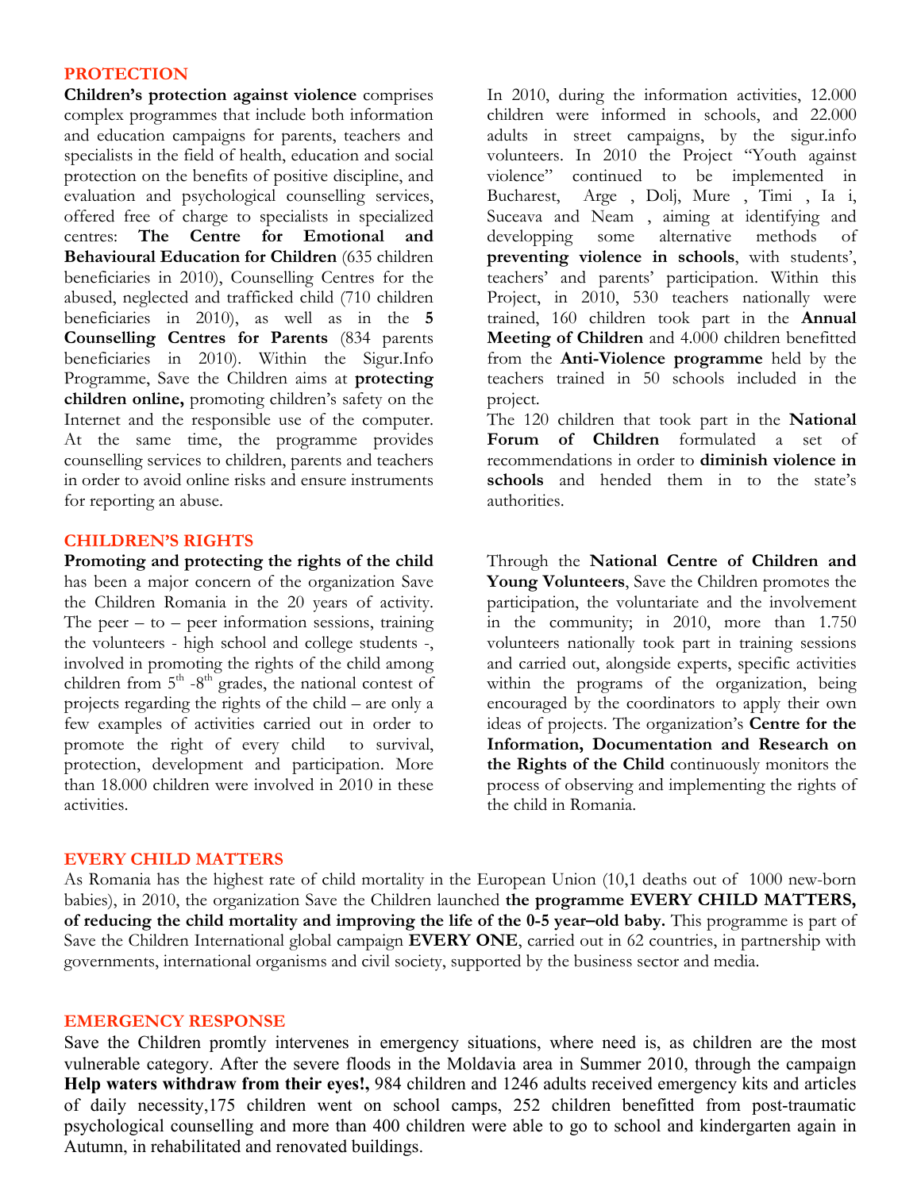## PROTECTION

**Children's protection against violence** comprises complex programmes that include both information and education campaigns for parents, teachers and specialists in the field of health, education and social protection on the benefits of positive discipline, and evaluation and psychological counselling services, offered free of charge to specialists in specialized centres: **The Centre for Emotional and Behavioural Education for Children** (635 children beneficiaries in 2010), Counselling Centres for the abused, neglected and trafficked child (710 children beneficiaries in 2010), as well as in the **5 Counselling Centres for Parents** (834 parents beneficiaries in 2010). Within the Sigur.Info Programme, Save the Children aims at **protecting children online,** promoting children's safety on the Internet and the responsible use of the computer. At the same time, the programme provides counselling services to children, parents and teachers in order to avoid online risks and ensure instruments for reporting an abuse.

In 2010, during the information activities, 12.000 children were informed in schools, and 22.000 adults in street campaigns, by the sigur.info volunteers. In 2010 the Project "Youth against violence" continued to be implemented in Bucharest, Arge , Dolj, Mure , Timi , Ia i, Suceava and Neam , aiming at identifying and developping some alternative methods of **preventing violence in schools**, with students', teachers' and parents' participation. Within this Project, in 2010, 530 teachers nationally were trained, 160 children took part in the **Annual Meeting of Children** and 4.000 children benefitted from the **Anti-Violence programme** held by the teachers trained in 50 schools included in the project.

The 120 children that took part in the **National Forum of Children** formulated a set of recommendations in order to **diminish violence in schools** and hended them in to the state's authorities.

## CHILDREN'S RIGHTS

**Promoting and protecting the rights of the child** has been a major concern of the organization Save the Children Romania in the 20 years of activity. The peer – to – peer information sessions, training the volunteers - high school and college students -, involved in promoting the rights of the child among children from 5th -8th grades, the national contest of projects regarding the rights of the child – are only a few examples of activities carried out in order to promote the right of every child to survival, protection, development and participation. More than 18.000 children were involved in 2010 in these activities.

Through the **National Centre of Children and Young Volunteers**, Save the Children promotes the participation, the voluntariate and the involvement in the community; in 2010, more than 1.750 volunteers nationally took part in training sessions and carried out, alongside experts, specific activities within the programs of the organization, being encouraged by the coordinators to apply their own ideas of projects. The organization's **Centre for the Information, Documentation and Research on the Rights of the Child** continuously monitors the process of observing and implementing the rights of the child in Romania.

## EVERY CHILD MATTERS

As Romania has the highest rate of child mortality in the European Union (10,1 deaths out of 1000 new-born babies), in 2010, the organization Save the Children launched **the programme EVERY CHILD MATTERS, of reducing the child mortality and improving the life of the 0-5 year–old baby.** This programme is part of Save the Children International global campaign **EVERY ONE**, carried out in 62 countries, in partnership with governments, international organisms and civil society, supported by the business sector and media.

## EMERGENCY RESPONSE

Save the Children promtly intervenes in emergency situations, where need is, as children are the most vulnerable category. After the severe floods in the Moldavia area in Summer 2010, through the campaign **Help waters withdraw from their eyes!,** 984 children and 1246 adults received emergency kits and articles of daily necessity,175 children went on school camps, 252 children benefitted from post-traumatic psychological counselling and more than 400 children were able to go to school and kindergarten again in Autumn, in rehabilitated and renovated buildings.